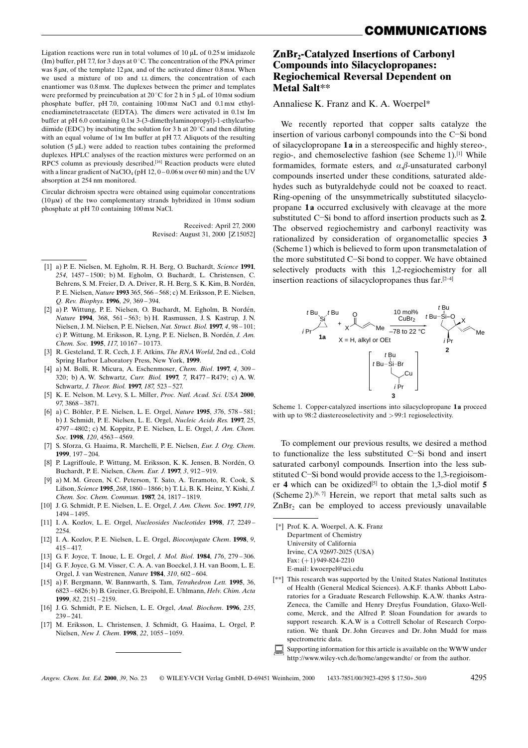Ligation reactions were run in total volumes of 10 μL of 0.25 M imidazole (Im) buffer, pH 7.7, for 3 days at 0 °C. The concentration of the PNA primer was 8 μM, of the template 12 μM, and of the activated dimer 0.8 mM. When we used a mixture of DD and LL dimers, the concentration of each enantiomer was 0.8 mM. The duplexes between the primer and templates were preformed by preincubation at 20 °C for 2 h in 5 μL of 10 mM sodium phosphate buffer, pH 7.0, containing 100 mM NaCl and 0.1 mM ethylenediaminetetraacetate (EDTA). The dimers were activated in 0.1 M Im buffer at pH 6.0 containing 0.1 M 3-(3-dimethylaminopropyl)-1-ethylcarbodiimide (EDC) by incubating the solution for 3 h at 20 °C and then diluting with an equal volume of 1 M Im buffer at pH 7.7. Aliquots of the resulting solution (5 μL) were added to reaction tubes containing the preformed duplexes. HPLC analyses of the reaction mixtures were performed on an RPC5 column as previously described.[16] Reaction products were eluted with a linear gradient of $NaClO_4$ (pH 12, 0–0.06 M over 60 min) and the UV absorption at 254 nm monitored.

Circular dichroism spectra were obtained using equimolar concentrations (10 μM) of the two complementary strands hybridized in 10 mM sodium phosphate at pH 7.0 containing 100 mM NaCl.

Received: April 27, 2000
Revised: August 31, 2000 [Z15052]

[1] a) P. E. Nielsen, M. Egholm, R. H. Berg, O. Buchardt, *Science* **1991**, *254*, 1457–1500; b) M. Egholm, O. Buchardt, L. Christensen, C. Behrens, S. M. Freier, D. A. Driver, R. H. Berg, S. K. Kim, B. Nordén, P. E. Nielsen, *Nature* **1993** 365, 566–568; c) M. Eriksson, P. E. Nielsen, *Q. Rev. Biophys.* **1996**, *29*, 369–394.

[2] a) P. Wittung, P. E. Nielsen, O. Buchardt, M. Egholm, B. Nordén, *Nature* **1994**, 368, 561–563; b) H. Rasmussen, J. S. Kastrup, J. N. Nielsen, J. M. Nielsen, P. E. Nielsen, *Nat. Struct. Biol.* **1997**, *4*, 98–101; c) P. Wittung, M. Eriksson, R. Lyng, P. E. Nielsen, B. Nordén, *J. Am. Chem. Soc.* **1995**, *117*, 10167–10173.

[3] R. Gesteland, T. R. Cech, J. F. Atkins, *The RNA World*, 2nd ed., Cold Spring Harbor Laboratory Press, New York, **1999**.

[4] a) M. Bolli, R. Micura, A. Eschenmoser, *Chem. Biol.* **1997**, *4*, 309–320; b) A. W. Schwartz, *Curr. Biol.* **1997**, *7*, R477–R479; c) A. W. Schwartz, *J. Theor. Biol.* **1997**, *187*, 523–527.

[5] K. E. Nelson, M. Levy, S. L. Miller, *Proc. Natl. Acad. Sci. USA* **2000**, *97*, 3868–3871.

[6] a) C. Böhler, P. E. Nielsen, L. E. Orgel, *Nature* **1995**, *376*, 578–581; b) J. Schmidt, P. E. Nielsen, L. E. Orgel, *Nucleic Acids Res.* **1997**, 25, 4797–4802; c) M. Koppitz, P. E. Nielsen, L. E. Orgel, *J. Am. Chem. Soc.* **1998**, *120*, 4563–4569.

[7] S. Sforza, G. Haaima, R. Marchelli, P. E. Nielsen, *Eur. J. Org. Chem.* **1999**, 197–202.

[8] P. Lagriffoule, P. Wittung, M. Eriksson, K. K. Jensen, B. Nordén, O. Buchardt, P. E. Nielsen, *Chem. Eur. J.* **1997**, *3*, 912–919.

[9] a) M. M. Green, N. C. Peterson, T. Sato, A. Teramoto, R. Cook, S. Lifson, *Science* **1995**, *268*, 1860–1866; b) T. Li, B. K. Heinz, Y. Kishi, *J. Chem. Soc. Chem. Commun.* **1987**, 24, 1817–1819.

[10] J. G. Schmidt, P. E. Nielsen, L. E. Orgel, *J. Am. Chem. Soc.* **1997**, *119*, 1494–1495.

[11] I. A. Kozlov, L. E. Orgel, *Nucleosides Nucleotides* **1998**, *17*, 2249–2254.

[12] I. A. Kozlov, P. E. Nielsen, L. E. Orgel, *Bioconjugate Chem.* **1998**, *9*, 415–417.

[13] G. F. Joyce, T. Inoue, L. E. Orgel, *J. Mol. Biol.* **1984**, *176*, 279–306.

[14] G. F. Joyce, G. M. Visser, C. A. A. van Boeckel, J. H. van Boom, L. E. Orgel, J. van Westrenen, *Nature* **1984**, *310*, 602–604.

[15] a) F. Bergmann, W. Bannwarth, S. Tam, *Tetrahedron Lett.* **1995**, 36, 6823–6826; b) B. Greiner, G. Breipohl, E. Uhlmann, *Helv. Chim. Acta* **1999**, *82*, 2151–2159.

[16] J. G. Schmidt, P. E. Nielsen, L. E. Orgel, *Anal. Biochem.* **1996**, *235*, 239–241.

[17] M. Eriksson, L. Christensen, J. Schmidt, G. Haaima, L. Orgel, P. Nielsen, *New J. Chem.* **1998**, *22*, 1055–1059.

## $ZnBr_2$-Catalyzed Insertions of Carbonyl Compounds into Silacyclopropanes: Regiochemical Reversal Dependent on Metal Salt**

Annaliese K. Franz and K. A. Woerpel*

We recently reported that copper salts catalyze the insertion of various carbonyl compounds into the C–Si bond of silacyclopropane **1a** in a stereospecific and highly stereo-, regio-, and chemoselective fashion (see Scheme 1).[1] While formamides, formate esters, and α,β-unsaturated carbonyl compounds inserted under these conditions, saturated aldehydes such as butyraldehyde could not be coaxed to react. Ring-opening of the unsymmetrically substituted silacyclopropane **1a** occurred exclusively with cleavage at the more substituted C–Si bond to afford insertion products such as **2**. The observed regiochemistry and carbonyl reactivity was rationalized by consideration of organometallic species **3** (Scheme 1) which is believed to form upon transmetalation of the more substituted C–Si bond to copper. We have obtained selectively products with this 1,2-regiochemistry for all insertion reactions of silacyclopropanes thus far.[2–4]

Scheme 1. Copper-catalyzed insertions into silacyclopropane **1a** proceed with up to 98:2 diastereoselectivity and >99:1 regioselectivity.

To complement our previous results, we desired a method to functionalize the less substituted C–Si bond and insert saturated carbonyl compounds. Insertion into the less substituted C–Si bond would provide access to the 1,3-regioisomer **4** which can be oxidized[5] to obtain the 1,3-diol motif **5** (Scheme 2).[6, 7] Herein, we report that metal salts such as $ZnBr_2$ can be employed to access previously unavailable

[*] Prof. K. A. Woerpel, A. K. Franz
Department of Chemistry
University of California
Irvine, CA 92697-2025 (USA)
Fax: (+1) 949-824-2210
E-mail: kwoerpel@uci.edu

[**] This research was supported by the United States National Institutes of Health (General Medical Sciences). A.K.F. thanks Abbott Laboratories for a Graduate Research Fellowship. K.A.W. thanks AstraZeneca, the Camille and Henry Dreyfus Foundation, Glaxo-Wellcome, Merck, and the Alfred P. Sloan Foundation for awards to support research. K.A.W is a Cottrell Scholar of Research Corporation. We thank Dr. John Greaves and Dr. John Mudd for mass spectrometric data.

Supporting information for this article is available on the WWW under http://www.wiley-vch.de/home/angewandte/ or from the author.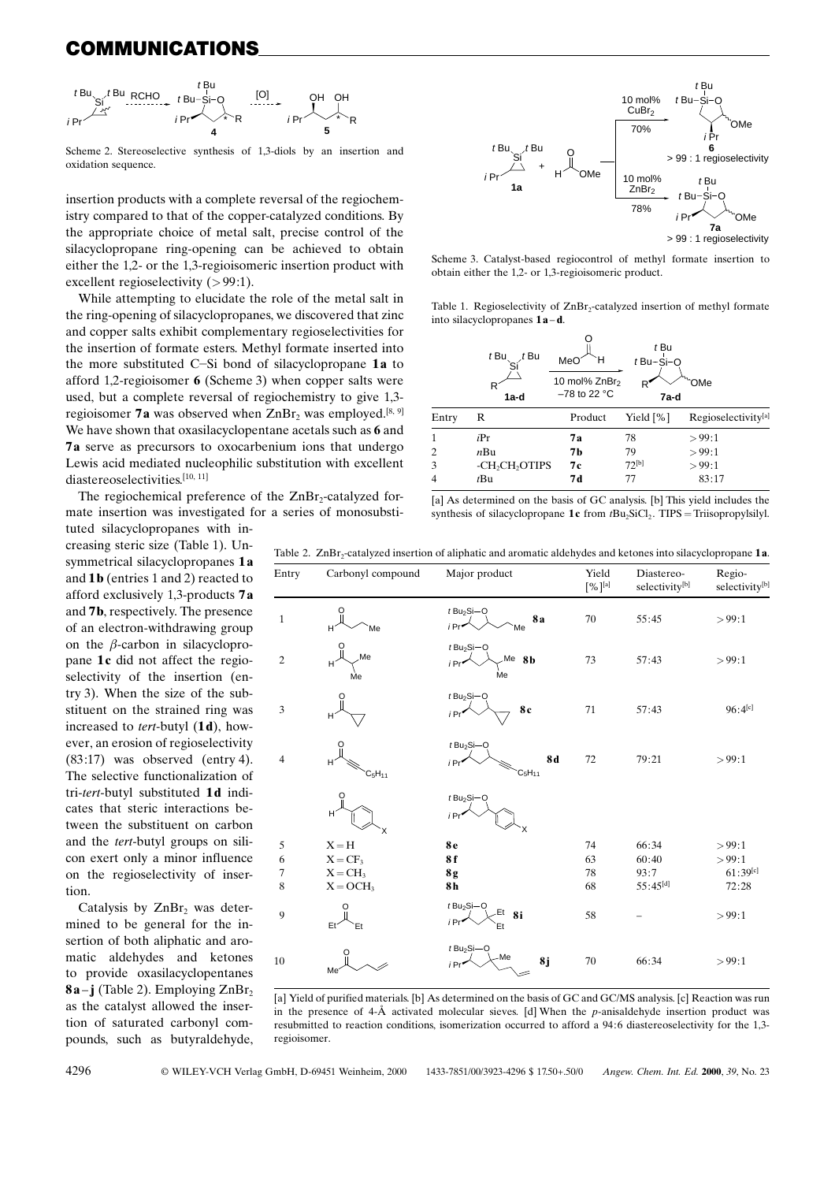Scheme 2. Stereoselective synthesis of 1,3-diols by an insertion and oxidation sequence.

insertion products with a complete reversal of the regiochemistry compared to that of the copper-catalyzed conditions. By the appropriate choice of metal salt, precise control of the silacyclopropane ring-opening can be achieved to obtain either the 1,2- or the 1,3-regioisomeric insertion product with excellent regioselectivity (>99:1).

While attempting to elucidate the role of the metal salt in the ring-opening of silacyclopropanes, we discovered that zinc and copper salts exhibit complementary regioselectivities for the insertion of formate esters. Methyl formate inserted into the more substituted C–Si bond of silacyclopropane **1a** to afford 1,2-regioisomer **6** (Scheme 3) when copper salts were used, but a complete reversal of regiochemistry to give 1,3-regioisomer **7a** was observed when $ZnBr_2$ was employed.[8, 9] We have shown that oxasilacyclopentane acetals such as **6** and **7a** serve as precursors to oxocarbenium ions that undergo Lewis acid mediated nucleophilic substitution with excellent diastereoselectivities.[10, 11]

The regiochemical preference of the $ZnBr_2$-catalyzed formate insertion was investigated for a series of monosubstituted silacyclopropanes with increasing steric size (Table 1). Unsymmetrical silacyclopropanes **1a** and **1b** (entries 1 and 2) reacted to afford exclusively 1,3-products **7a** and **7b**, respectively. The presence of an electron-withdrawing group on the β-carbon in silacyclopropane **1c** did not affect the regioselectivity of the insertion (entry 3). When the size of the substituent on the strained ring was increased to *tert*-butyl (**1d**), however, an erosion of regioselectivity (83:17) was observed (entry 4). The selective functionalization of tri-*tert*-butyl substituted **1d** indicates that steric interactions between the substituent on carbon and the *tert*-butyl groups on silicon exert only a minor influence on the regioselectivity of insertion.

Catalysis by $ZnBr_2$ was determined to be general for the insertion of both aliphatic and aromatic aldehydes and ketones to provide oxasilacyclopentanes **8a**–**j** (Table 2). Employing $ZnBr_2$ as the catalyst allowed the insertion of saturated carbonyl compounds, such as butyraldehyde,

Scheme 3. Catalyst-based regiocontrol of methyl formate insertion to obtain either the 1,2- or 1,3-regioisomeric product.

Table 1. Regioselectivity of $ZnBr_2$-catalyzed insertion of methyl formate into silacyclopropanes **1a**–**d**.

| Entry | R | Product | Yield [%] | Regioselectivity[a] |
|---|---|---|---|---|
| 1 | *i*Pr | **7a** | 78 | >99:1 |
| 2 | *n*Bu | **7b** | 79 | >99:1 |
| 3 | -$CH_2CH_2$OTIPS | **7c** | 72[b] | >99:1 |
| 4 | *t*Bu | **7d** | 77 | 83:17 |

[a] As determined on the basis of GC analysis. [b] This yield includes the synthesis of silacyclopropane **1c** from $tBu_2SiCl_2$. TIPS = Triisopropylsilyl.

Table 2. $ZnBr_2$-catalyzed insertion of aliphatic and aromatic aldehydes and ketones into silacyclopropane **1a**.

| Entry | Carbonyl compound | Major product | Yield [%][a] | Diastereo-selectivity[b] | Regio-selectivity[b] |
|---|---|---|---|---|---|
| 1 | butyraldehyde | **8a** | 70 | 55:45 | >99:1 |
| 2 | isobutyraldehyde | **8b** | 73 | 57:43 | >99:1 |
| 3 | cyclopropanecarboxaldehyde | **8c** | 71 | 57:43 | 96:4[c] |
| 4 | 2-octynal ($C_5H_{11}$) | **8d** | 72 | 79:21 | >99:1 |
| 5 | X = H | **8e** | 74 | 66:34 | >99:1 |
| 6 | X = $CF_3$ | **8f** | 63 | 60:40 | >99:1 |
| 7 | X = $CH_3$ | **8g** | 78 | 93:7 | 61:39[c] |
| 8 | X = $OCH_3$ | **8h** | 68 | 55:45[d] | 72:28 |
| 9 | 3-pentanone | **8i** | 58 | – | >99:1 |
| 10 | 5-hexen-2-one | **8j** | 70 | 66:34 | >99:1 |

[a] Yield of purified materials. [b] As determined on the basis of GC and GC/MS analysis. [c] Reaction was run in the presence of 4-Å activated molecular sieves. [d] When the *p*-anisaldehyde insertion product was resubmitted to reaction conditions, isomerization occurred to afford a 94:6 diastereoselectivity for the 1,3-regioisomer.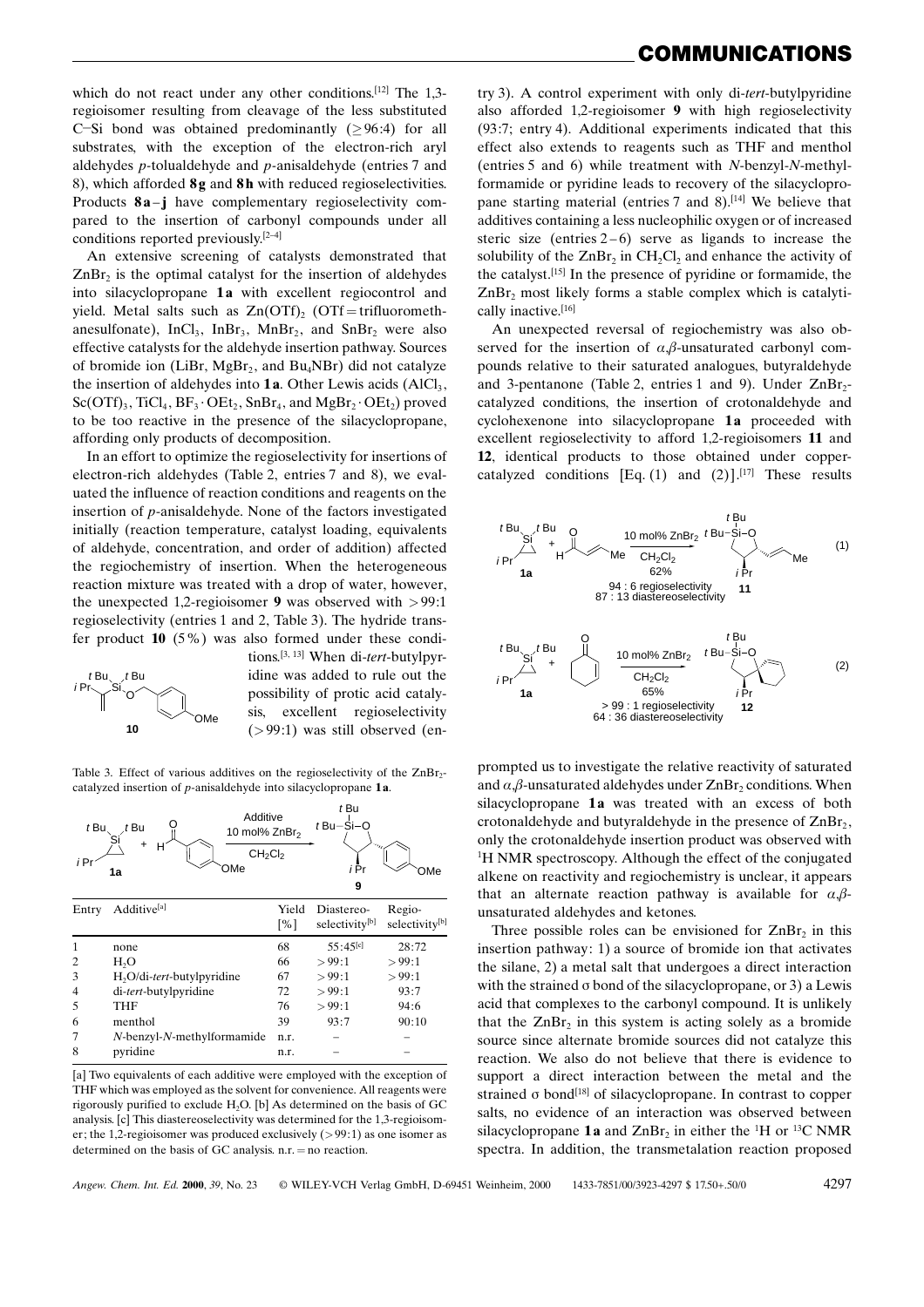which do not react under any other conditions.[12] The 1,3-regioisomer resulting from cleavage of the less substituted C–Si bond was obtained predominantly (≥96:4) for all substrates, with the exception of the electron-rich aryl aldehydes *p*-tolualdehyde and *p*-anisaldehyde (entries 7 and 8), which afforded **8g** and **8h** with reduced regioselectivities. Products **8a–j** have complementary regioselectivity compared to the insertion of carbonyl compounds under all conditions reported previously.[2–4]

An extensive screening of catalysts demonstrated that $ZnBr_2$ is the optimal catalyst for the insertion of aldehydes into silacyclopropane **1a** with excellent regiocontrol and yield. Metal salts such as $Zn(OTf)_2$ (OTf = trifluoromethanesulfonate), $InCl_3$, $InBr_3$, $MnBr_2$, and $SnBr_2$ were also effective catalysts for the aldehyde insertion pathway. Sources of bromide ion (LiBr, $MgBr_2$, and $Bu_4NBr$) did not catalyze the insertion of aldehydes into **1a**. Other Lewis acids ($AlCl_3$, $Sc(OTf)_3$, $TiCl_4$, $BF_3 \cdot OEt_2$, $SnBr_4$, and $MgBr_2 \cdot OEt_2$) proved to be too reactive in the presence of the silacyclopropane, affording only products of decomposition.

In an effort to optimize the regioselectivity for insertions of electron-rich aldehydes (Table 2, entries 7 and 8), we evaluated the influence of reaction conditions and reagents on the insertion of *p*-anisaldehyde. None of the factors investigated initially (reaction temperature, catalyst loading, equivalents of aldehyde, concentration, and order of addition) affected the regiochemistry of insertion. When the heterogeneous reaction mixture was treated with a drop of water, however, the unexpected 1,2-regioisomer **9** was observed with >99:1 regioselectivity (entries 1 and 2, Table 3). The hydride transfer product **10** (5%) was also formed under these conditions.[3, 13] When di-*tert*-butylpyridine was added to rule out the possibility of protic acid catalysis, excellent regioselectivity (>99:1) was still observed (entry 3). A control experiment with only di-*tert*-butylpyridine also afforded 1,2-regioisomer **9** with high regioselectivity (93:7; entry 4). Additional experiments indicated that this effect also extends to reagents such as THF and menthol (entries 5 and 6) while treatment with *N*-benzyl-*N*-methylformamide or pyridine leads to recovery of the silacyclopropane starting material (entries 7 and 8).[14] We believe that additives containing a less nucleophilic oxygen or of increased steric size (entries 2–6) serve as ligands to increase the solubility of the $ZnBr_2$ in $CH_2Cl_2$ and enhance the activity of the catalyst.[15] In the presence of pyridine or formamide, the $ZnBr_2$ most likely forms a stable complex which is catalytically inactive.[16]

Table 3. Effect of various additives on the regioselectivity of the $ZnBr_2$-catalyzed insertion of *p*-anisaldehyde into silacyclopropane **1a**.

| Entry | Additive[a] | Yield [%] | Diastereo-selectivity[b] | Regio-selectivity[b] |
|---|---|---|---|---|
| 1 | none | 68 | 55:45[c] | 28:72 |
| 2 | $H_2O$ | 66 | >99:1 | >99:1 |
| 3 | $H_2O$/di-*tert*-butylpyridine | 67 | >99:1 | >99:1 |
| 4 | di-*tert*-butylpyridine | 72 | >99:1 | 93:7 |
| 5 | THF | 76 | >99:1 | 94:6 |
| 6 | menthol | 39 | 93:7 | 90:10 |
| 7 | *N*-benzyl-*N*-methylformamide | n.r. | – | – |
| 8 | pyridine | n.r. | – | – |

[a] Two equivalents of each additive were employed with the exception of THF which was employed as the solvent for convenience. All reagents were rigorously purified to exclude $H_2O$. [b] As determined on the basis of GC analysis. [c] This diastereoselectivity was determined for the 1,3-regioisomer; the 1,2-regioisomer was produced exclusively (>99:1) as one isomer as determined on the basis of GC analysis. n.r. = no reaction.

An unexpected reversal of regiochemistry was also observed for the insertion of α,β-unsaturated carbonyl compounds relative to their saturated analogues, butyraldehyde and 3-pentanone (Table 2, entries 1 and 9). Under $ZnBr_2$-catalyzed conditions, the insertion of crotonaldehyde and cyclohexenone into silacyclopropane **1a** proceeded with excellent regioselectivity to afford 1,2-regioisomers **11** and **12**, identical products to those obtained under copper-catalyzed conditions [Eq. (1) and (2)].[17] These results prompted us to investigate the relative reactivity of saturated and α,β-unsaturated aldehydes under $ZnBr_2$ conditions. When silacyclopropane **1a** was treated with an excess of both crotonaldehyde and butyraldehyde in the presence of $ZnBr_2$, only the crotonaldehyde insertion product was observed with $^1H$ NMR spectroscopy. Although the effect of the conjugated alkene on reactivity and regiochemistry is unclear, it appears that an alternate reaction pathway is available for α,β-unsaturated aldehydes and ketones.

(1) **1a** + crotonaldehyde → **11** (10 mol% $ZnBr_2$, $CH_2Cl_2$; 62%; 94 : 6 regioselectivity; 87 : 13 diastereoselectivity)

(2) **1a** + cyclohexenone → **12** (10 mol% $ZnBr_2$, $CH_2Cl_2$; 65%; > 99 : 1 regioselectivity; 64 : 36 diastereoselectivity)

Three possible roles can be envisioned for $ZnBr_2$ in this insertion pathway: 1) a source of bromide ion that activates the silane, 2) a metal salt that undergoes a direct interaction with the strained σ bond of the silacyclopropane, or 3) a Lewis acid that complexes to the carbonyl compound. It is unlikely that the $ZnBr_2$ in this system is acting solely as a bromide source since alternate bromide sources did not catalyze this reaction. We also do not believe that there is evidence to support a direct interaction between the metal and the strained σ bond[18] of silacyclopropane. In contrast to copper salts, no evidence of an interaction was observed between silacyclopropane **1a** and $ZnBr_2$ in either the $^1H$ or $^{13}C$ NMR spectra. In addition, the transmetalation reaction proposed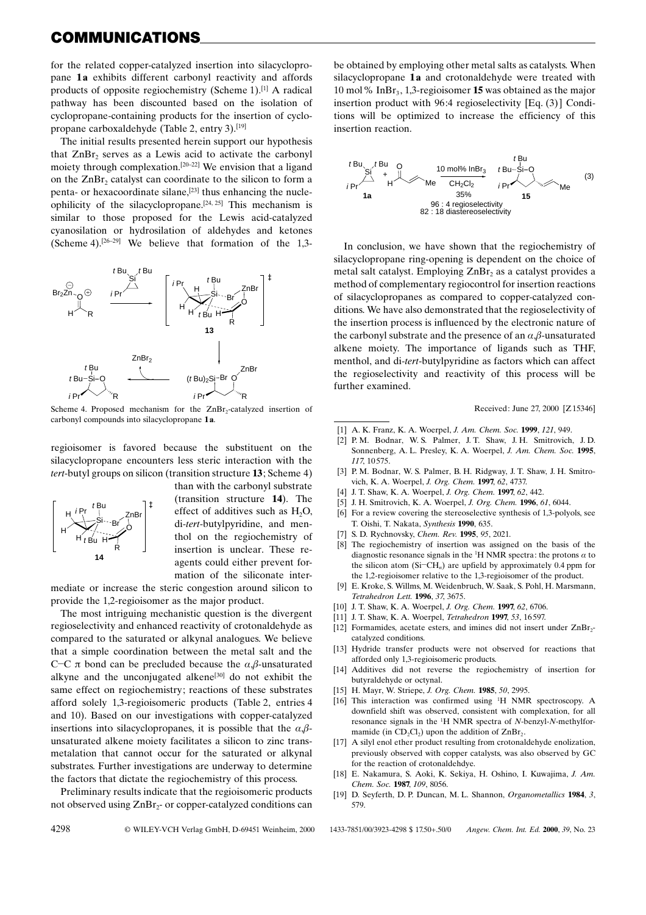for the related copper-catalyzed insertion into silacyclopropane **1a** exhibits different carbonyl reactivity and affords products of opposite regiochemistry (Scheme 1).[1] A radical pathway has been discounted based on the isolation of cyclopropane-containing products for the insertion of cyclopropane carboxaldehyde (Table 2, entry 3).[19]

The initial results presented herein support our hypothesis that $ZnBr_2$ serves as a Lewis acid to activate the carbonyl moiety through complexation.[20–22] We envision that a ligand on the $ZnBr_2$ catalyst can coordinate to the silicon to form a penta- or hexacoordinate silane,[23] thus enhancing the nucleophilicity of the silacyclopropane.[24, 25] This mechanism is similar to those proposed for the Lewis acid-catalyzed cyanosilation or hydrosilation of aldehydes and ketones (Scheme 4).[26–29] We believe that formation of the 1,3-

Scheme 4. Proposed mechanism for the $ZnBr_2$-catalyzed insertion of carbonyl compounds into silacyclopropane **1a**.

regioisomer is favored because the substituent on the silacyclopropane encounters less steric interaction with the *tert*-butyl groups on silicon (transition structure **13**; Scheme 4) than with the carbonyl substrate (transition structure **14**). The effect of additives such as $H_2O$, di-*tert*-butylpyridine, and menthol on the regiochemistry of insertion is unclear. These reagents could either prevent formation of the siliconate intermediate or increase the steric congestion around silicon to provide the 1,2-regioisomer as the major product.

The most intriguing mechanistic question is the divergent regioselectivity and enhanced reactivity of crotonaldehyde as compared to the saturated or alkynal analogues. We believe that a simple coordination between the metal salt and the C–C π bond can be precluded because the α,β-unsaturated alkyne and the unconjugated alkene[30] do not exhibit the same effect on regiochemistry; reactions of these substrates afford solely 1,3-regioisomeric products (Table 2, entries 4 and 10). Based on our investigations with copper-catalyzed insertions into silacyclopropanes, it is possible that the α,β-unsaturated alkene moiety facilitates a silicon to zinc transmetalation that cannot occur for the saturated or alkynal substrates. Further investigations are underway to determine the factors that dictate the regiochemistry of this process.

Preliminary results indicate that the regioisomeric products not observed using $ZnBr_2$- or copper-catalyzed conditions can be obtained by employing other metal salts as catalysts. When silacyclopropane **1a** and crotonaldehyde were treated with 10 mol% $InBr_3$, 1,3-regioisomer **15** was obtained as the major insertion product with 96:4 regioselectivity [Eq. (3)] Conditions will be optimized to increase the efficiency of this insertion reaction.

(3) 10 mol% $InBr_3$, $CH_2Cl_2$, 35%; 96 : 4 regioselectivity; 82 : 18 diastereoselectivity

In conclusion, we have shown that the regiochemistry of silacyclopropane ring-opening is dependent on the choice of metal salt catalyst. Employing $ZnBr_2$ as a catalyst provides a method of complementary regiocontrol for insertion reactions of silacyclopropanes as compared to copper-catalyzed conditions. We have also demonstrated that the regioselectivity of the insertion process is influenced by the electronic nature of the carbonyl substrate and the presence of an α,β-unsaturated alkene moiety. The importance of ligands such as THF, menthol, and di-*tert*-butylpyridine as factors which can affect the regioselectivity and reactivity of this process will be further examined.

Received: June 27, 2000 [Z15346]

[1] A. K. Franz, K. A. Woerpel, *J. Am. Chem. Soc.* **1999**, *121*, 949.
[2] P. M. Bodnar, W. S. Palmer, J. T. Shaw, J. H. Smitrovich, J. D. Sonnenberg, A. L. Presley, K. A. Woerpel, *J. Am. Chem. Soc.* **1995**, *117*, 10575.
[3] P. M. Bodnar, W. S. Palmer, B. H. Ridgway, J. T. Shaw, J. H. Smitrovich, K. A. Woerpel, *J. Org. Chem.* **1997**, *62*, 4737.
[4] J. T. Shaw, K. A. Woerpel, *J. Org. Chem.* **1997**, *62*, 442.
[5] J. H. Smitrovich, K. A. Woerpel, *J. Org. Chem.* **1996**, *61*, 6044.
[6] For a review covering the stereoselective synthesis of 1,3-polyols, see T. Oishi, T. Nakata, *Synthesis* **1990**, 635.
[7] S. D. Rychnovsky, *Chem. Rev.* **1995**, *95*, 2021.
[8] The regiochemistry of insertion was assigned on the basis of the diagnostic resonance signals in the $^1H$ NMR spectra: the protons α to the silicon atom ($Si-CH_n$) are upfield by approximately 0.4 ppm for the 1,2-regioisomer relative to the 1,3-regioisomer of the product.
[9] E. Kroke, S. Willms, M. Weidenbruch, W. Saak, S. Pohl, H. Marsmann, *Tetrahedron Lett.* **1996**, *37*, 3675.
[10] J. T. Shaw, K. A. Woerpel, *J. Org. Chem.* **1997**, *62*, 6706.
[11] J. T. Shaw, K. A. Woerpel, *Tetrahedron* **1997**, *53*, 16597.
[12] Formamides, acetate esters, and imines did not insert under $ZnBr_2$-catalyzed conditions.
[13] Hydride transfer products were not observed for reactions that afforded only 1,3-regioisomeric products.
[14] Additives did not reverse the regiochemistry of insertion for butyraldehyde or octynal.
[15] H. Mayr, W. Striepe, *J. Org. Chem.* **1985**, *50*, 2995.
[16] This interaction was confirmed using $^1H$ NMR spectroscopy. A downfield shift was observed, consistent with complexation, for all resonance signals in the $^1H$ NMR spectra of *N*-benzyl-*N*-methylformamide (in $CD_2Cl_2$) upon the addition of $ZnBr_2$.
[17] A silyl enol ether product resulting from crotonaldehyde enolization, previously observed with copper catalysts, was also observed by GC for the reaction of crotonaldehdye.
[18] E. Nakamura, S. Aoki, K. Sekiya, H. Oshino, I. Kuwajima, *J. Am. Chem. Soc.* **1987**, *109*, 8056.
[19] D. Seyferth, D. P. Duncan, M. L. Shannon, *Organometallics* **1984**, *3*, 579.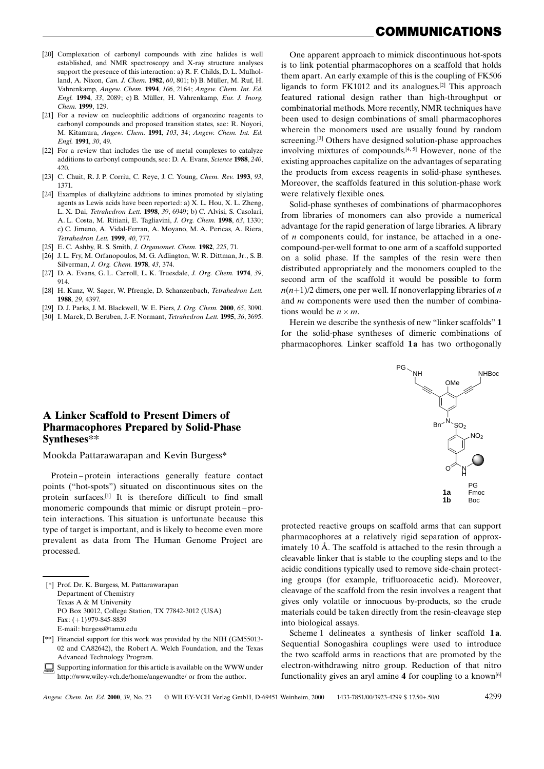[20] Complexation of carbonyl compounds with zinc halides is well established, and NMR spectroscopy and X-ray structure analyses support the presence of this interaction: a) R. F. Childs, D. L. Mulholland, A. Nixon, *Can. J. Chem.* **1982**, *60*, 801; b) B. Müller, M. Ruf, H. Vahrenkamp, *Angew. Chem.* **1994**, *106*, 2164; *Angew. Chem. Int. Ed. Engl.* **1994**, *33*, 2089; c) B. Müller, H. Vahrenkamp, *Eur. J. Inorg. Chem.* **1999**, 129.

[21] For a review on nucleophilic additions of organozinc reagents to carbonyl compounds and proposed transition states, see: R. Noyori, M. Kitamura, *Angew. Chem.* **1991**, *103*, 34; *Angew. Chem. Int. Ed. Engl.* **1991**, *30*, 49.

[22] For a review that includes the use of metal complexes to catalyze additions to carbonyl compounds, see: D. A. Evans, *Science* **1988**, *240*, 420.

[23] C. Chuit, R. J. P. Corriu, C. Reye, J. C. Young, *Chem. Rev.* **1993**, *93*, 1371.

[24] Examples of dialkylzinc additions to imines promoted by silylating agents as Lewis acids have been reported: a) X. L. Hou, X. L. Zheng, L. X. Dai, *Tetrahedron Lett.* **1998**, *39*, 6949; b) C. Alvisi, S. Casolari, A. L. Costa, M. Ritiani, E. Tagliavini, *J. Org. Chem.* **1998**, *63*, 1330; c) C. Jimeno, A. Vidal-Ferran, A. Moyano, M. A. Pericas, A. Riera, *Tetrahedron Lett.* **1999**, *40*, 777.

[25] E. C. Ashby, R. S. Smith, *J. Organomet. Chem.* **1982**, *225*, 71.

[26] J. L. Fry, M. Orfanopoulos, M. G. Adlington, W. R. Dittman, Jr., S. B. Silverman, *J. Org. Chem.* **1978**, *43*, 374.

[27] D. A. Evans, G. L. Carroll, L. K. Truesdale, *J. Org. Chem.* **1974**, *39*, 914.

[28] H. Kunz, W. Sager, W. Pfrengle, D. Schanzenbach, *Tetrahedron Lett.* **1988**, *29*, 4397.

[29] D. J. Parks, J. M. Blackwell, W. E. Piers, *J. Org. Chem.* **2000**, *65*, 3090.

[30] I. Marek, D. Beruben, J.-F. Normant, *Tetrahedron Lett.* **1995**, *36*, 3695.

## A Linker Scaffold to Present Dimers of Pharmacophores Prepared by Solid-Phase Syntheses**

Mookda Pattarawarapan and Kevin Burgess*

Protein–protein interactions generally feature contact points ("hot-spots") situated on discontinuous sites on the protein surfaces.[1] It is therefore difficult to find small monomeric compounds that mimic or disrupt protein–protein interactions. This situation is unfortunate because this type of target is important, and is likely to become even more prevalent as data from The Human Genome Project are processed.

[*] Prof. Dr. K. Burgess, M. Pattarawarapan
Department of Chemistry
Texas A & M University
PO Box 30012, College Station, TX 77842-3012 (USA)
Fax: (+1) 979-845-8839
E-mail: burgess@tamu.edu

[**] Financial support for this work was provided by the NIH (GM55013-02 and CA82642), the Robert A. Welch Foundation, and the Texas Advanced Technology Program.

Supporting information for this article is available on the WWW under http://www.wiley-vch.de/home/angewandte/ or from the author.

One apparent approach to mimick discontinuous hot-spots is to link potential pharmacophores on a scaffold that holds them apart. An early example of this is the coupling of FK506 ligands to form FK1012 and its analogues.[2] This approach featured rational design rather than high-throughput or combinatorial methods. More recently, NMR techniques have been used to design combinations of small pharmacophores wherein the monomers used are usually found by random screening.[3] Others have designed solution-phase approaches involving mixtures of compounds.[4, 5] However, none of the existing approaches capitalize on the advantages of separating the products from excess reagents in solid-phase syntheses. Moreover, the scaffolds featured in this solution-phase work were relatively flexible ones.

Solid-phase syntheses of combinations of pharmacophores from libraries of monomers can also provide a numerical advantage for the rapid generation of large libraries. A library of $n$ components could, for instance, be attached in a one-compound-per-well format to one arm of a scaffold supported on a solid phase. If the samples of the resin were then distributed appropriately and the monomers coupled to the second arm of the scaffold it would be possible to form $n(n+1)/2$ dimers, one per well. If nonoverlapping libraries of $n$ and $m$ components were used then the number of combinations would be $n \times m$.

Herein we describe the synthesis of new "linker scaffolds" **1** for the solid-phase syntheses of dimeric combinations of pharmacophores. Linker scaffold **1a** has two orthogonally

PG NH NHBoc OMe Bn N SO2 NO2 O N H

| | PG |
|---|---|
| **1a** | Fmoc |
| **1b** | Boc |

protected reactive groups on scaffold arms that can support pharmacophores at a relatively rigid separation of approximately 10 Å. The scaffold is attached to the resin through a cleavable linker that is stable to the coupling steps and to the acidic conditions typically used to remove side-chain protecting groups (for example, trifluoroacetic acid). Moreover, cleavage of the scaffold from the resin involves a reagent that gives only volatile or innocuous by-products, so the crude materials could be taken directly from the resin-cleavage step into biological assays.

Scheme 1 delineates a synthesis of linker scaffold **1a**. Sequential Sonogashira couplings were used to introduce the two scaffold arms in reactions that are promoted by the electron-withdrawing nitro group. Reduction of that nitro functionality gives an aryl amine **4** for coupling to a known[6]